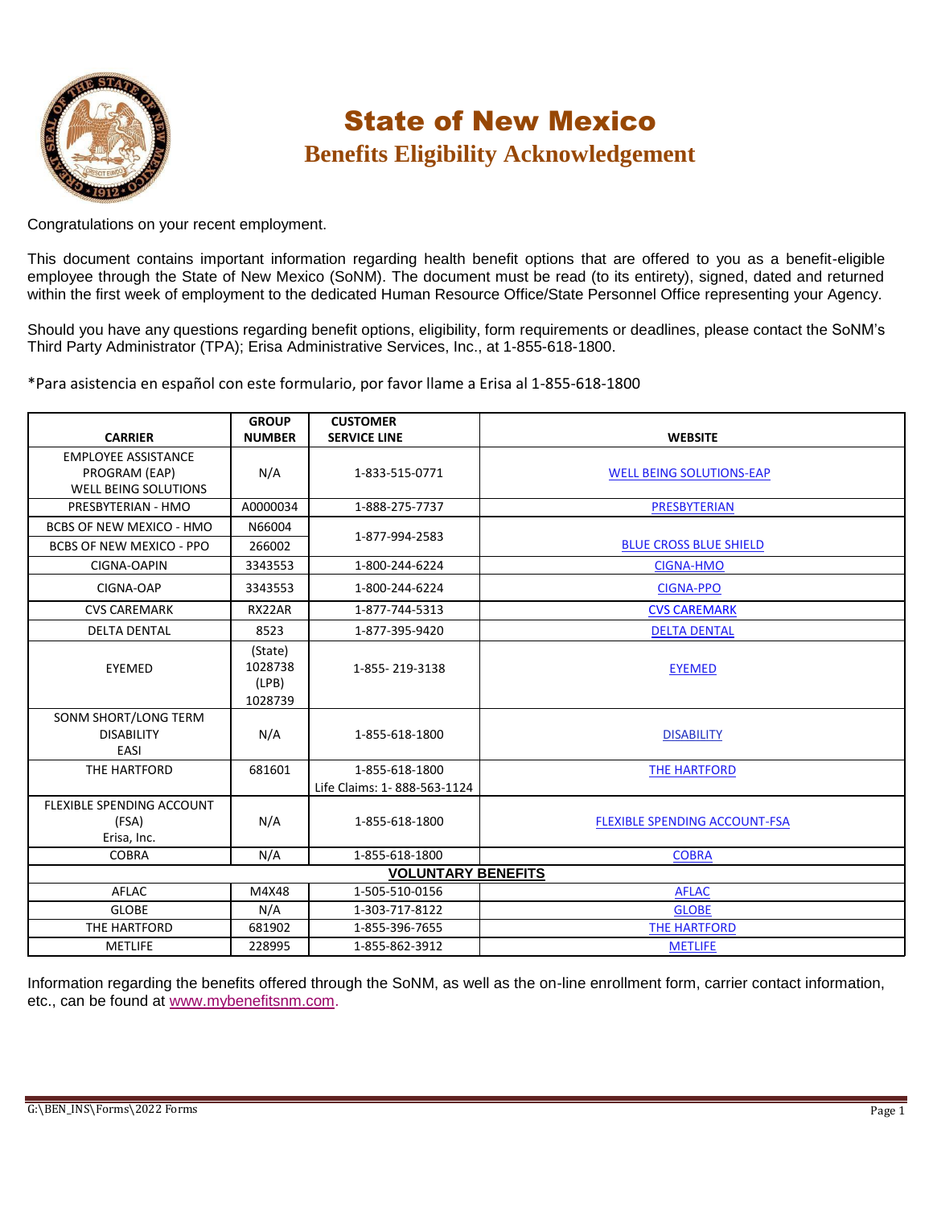# State of New Mexico

## Benefits Eligibility Acknowledgement

Congratulations on your recent employment.

This document contains important information regarding health benefit options that are offered to you as a benefit-eligible employee through the State of New Mexico (SoNM). The document must be read (to its entirety), signed, dated and returned within the first week of employment to the dedicated Human Resource Office/State Personnel Office representing your Agency.

Should you have any questions regarding benefit options, eligibility, form requirements or deadlines, please contact the SoNM's Third Party Administrator (TPA); Erisa Administrative Services, Inc., at 1-855-618-1800.

*Para asistencia en español con este formulario, por favor llame a Erisa al 1-855-618-1800

| CARRIER | GROUP NUMBER | CUSTOMER SERVICE LINE | WEBSITE |
|---|---|---|---|
| EMPLOYEE ASSISTANCE PROGRAM (EAP) WELL BEING SOLUTIONS | N/A | 1-833-515-0771 | WELL BEING SOLUTIONS-EAP |
| PRESBYTERIAN - HMO | A0000034 | 1-888-275-7737 | PRESBYTERIAN |
| BCBS OF NEW MEXICO - HMO | N66004 | 1-877-994-2583 | BLUE CROSS BLUE SHIELD |
| BCBS OF NEW MEXICO - PPO | 266002 | | |
| CIGNA-OAPIN | 3343553 | 1-800-244-6224 | CIGNA-HMO |
| CIGNA-OAP | 3343553 | 1-800-244-6224 | CIGNA-PPO |
| CVS CAREMARK | RX22AR | 1-877-744-5313 | CVS CAREMARK |
| DELTA DENTAL | 8523 | 1-877-395-9420 | DELTA DENTAL |
| EYEMED | (State) 1028738 (LPB) 1028739 | 1-855- 219-3138 | EYEMED |
| SONM SHORT/LONG TERM DISABILITY EASI | N/A | 1-855-618-1800 | DISABILITY |
| THE HARTFORD | 681601 | 1-855-618-1800 Life Claims: 1- 888-563-1124 | THE HARTFORD |
| FLEXIBLE SPENDING ACCOUNT (FSA) Erisa, Inc. | N/A | 1-855-618-1800 | FLEXIBLE SPENDING ACCOUNT-FSA |
| COBRA | N/A | 1-855-618-1800 | COBRA |
| **VOLUNTARY BENEFITS** | | | |
| AFLAC | M4X48 | 1-505-510-0156 | AFLAC |
| GLOBE | N/A | 1-303-717-8122 | GLOBE |
| THE HARTFORD | 681902 | 1-855-396-7655 | THE HARTFORD |
| METLIFE | 228995 | 1-855-862-3912 | METLIFE |

Information regarding the benefits offered through the SoNM, as well as the on-line enrollment form, carrier contact information, etc., can be found at www.mybenefitsnm.com.

G:\BEN_INS\Forms\2022 Forms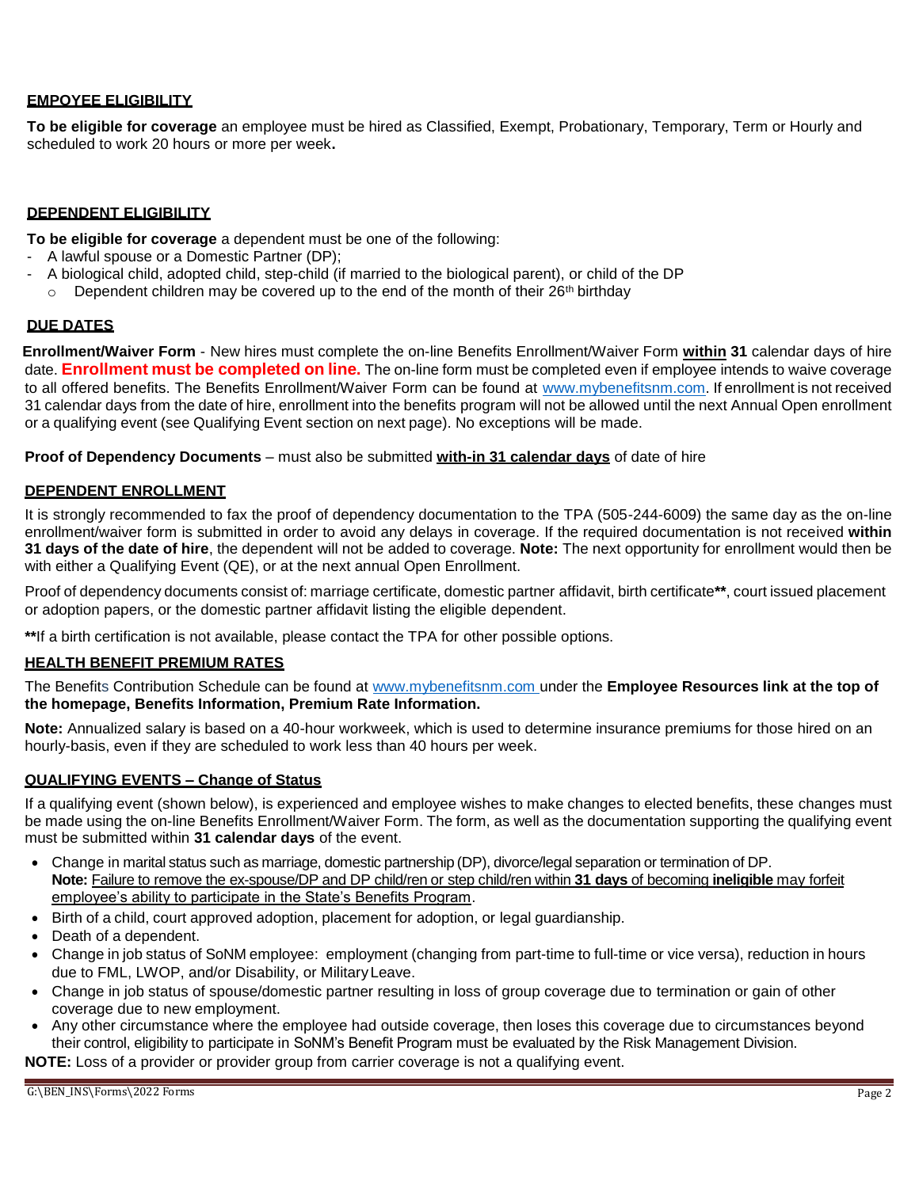## EMPOYEE ELIGIBILITY

**To be eligible for coverage** an employee must be hired as Classified, Exempt, Probationary, Temporary, Term or Hourly and scheduled to work 20 hours or more per week**.**

## DEPENDENT ELIGIBILITY

**To be eligible for coverage** a dependent must be one of the following:

- A lawful spouse or a Domestic Partner (DP);
- A biological child, adopted child, step-child (if married to the biological parent), or child of the DP
  - Dependent children may be covered up to the end of the month of their 26th birthday

## DUE DATES

**Enrollment/Waiver Form** - New hires must complete the on-line Benefits Enrollment/Waiver Form **within 31** calendar days of hire date. **Enrollment must be completed on line.** The on-line form must be completed even if employee intends to waive coverage to all offered benefits. The Benefits Enrollment/Waiver Form can be found at www.mybenefitsnm.com. If enrollment is not received 31 calendar days from the date of hire, enrollment into the benefits program will not be allowed until the next Annual Open enrollment or a qualifying event (see Qualifying Event section on next page). No exceptions will be made.

**Proof of Dependency Documents** – must also be submitted **with-in 31 calendar days** of date of hire

## DEPENDENT ENROLLMENT

It is strongly recommended to fax the proof of dependency documentation to the TPA (505-244-6009) the same day as the on-line enrollment/waiver form is submitted in order to avoid any delays in coverage. If the required documentation is not received **within 31 days of the date of hire**, the dependent will not be added to coverage. **Note:** The next opportunity for enrollment would then be with either a Qualifying Event (QE), or at the next annual Open Enrollment.

Proof of dependency documents consist of: marriage certificate, domestic partner affidavit, birth certificate**, court issued placement or adoption papers, or the domestic partner affidavit listing the eligible dependent.

**If a birth certification is not available, please contact the TPA for other possible options.

## HEALTH BENEFIT PREMIUM RATES

The Benefits Contribution Schedule can be found at www.mybenefitsnm.com under the **Employee Resources link at the top of the homepage, Benefits Information, Premium Rate Information.**

**Note:** Annualized salary is based on a 40-hour workweek, which is used to determine insurance premiums for those hired on an hourly-basis, even if they are scheduled to work less than 40 hours per week.

## QUALIFYING EVENTS – Change of Status

If a qualifying event (shown below), is experienced and employee wishes to make changes to elected benefits, these changes must be made using the on-line Benefits Enrollment/Waiver Form. The form, as well as the documentation supporting the qualifying event must be submitted within **31 calendar days** of the event.

- Change in marital status such as marriage, domestic partnership (DP), divorce/legal separation or termination of DP. **Note:** Failure to remove the ex-spouse/DP and DP child/ren or step child/ren within **31 days** of becoming **ineligible** may forfeit employee's ability to participate in the State's Benefits Program.
- Birth of a child, court approved adoption, placement for adoption, or legal guardianship.
- Death of a dependent.
- Change in job status of SoNM employee: employment (changing from part-time to full-time or vice versa), reduction in hours due to FML, LWOP, and/or Disability, or Military Leave.
- Change in job status of spouse/domestic partner resulting in loss of group coverage due to termination or gain of other coverage due to new employment.
- Any other circumstance where the employee had outside coverage, then loses this coverage due to circumstances beyond their control, eligibility to participate in SoNM's Benefit Program must be evaluated by the Risk Management Division.

**NOTE:** Loss of a provider or provider group from carrier coverage is not a qualifying event.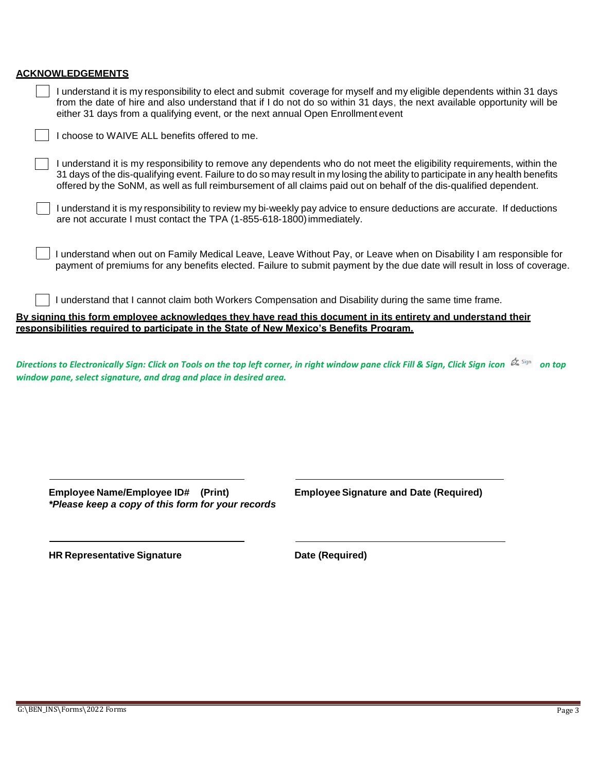**ACKNOWLEDGEMENTS**

- [ ] I understand it is my responsibility to elect and submit coverage for myself and my eligible dependents within 31 days from the date of hire and also understand that if I do not do so within 31 days, the next available opportunity will be either 31 days from a qualifying event, or the next annual Open Enrollment event

- [ ] I choose to WAIVE ALL benefits offered to me.

- [ ] I understand it is my responsibility to remove any dependents who do not meet the eligibility requirements, within the 31 days of the dis-qualifying event. Failure to do so may result in my losing the ability to participate in any health benefits offered by the SoNM, as well as full reimbursement of all claims paid out on behalf of the dis-qualified dependent.

- [ ] I understand it is my responsibility to review my bi-weekly pay advice to ensure deductions are accurate. If deductions are not accurate I must contact the TPA (1-855-618-1800) immediately.

- [ ] I understand when out on Family Medical Leave, Leave Without Pay, or Leave when on Disability I am responsible for payment of premiums for any benefits elected. Failure to submit payment by the due date will result in loss of coverage.

- [ ] I understand that I cannot claim both Workers Compensation and Disability during the same time frame.

**By signing this form employee acknowledges they have read this document in its entirety and understand their responsibilities required to participate in the State of New Mexico's Benefits Program.**

***Directions to Electronically Sign: Click on Tools on the top left corner, in right window pane click Fill & Sign, Click Sign icon on top window pane, select signature, and drag and place in desired area.***

______________________________ ______________________________

**Employee Name/Employee ID# (Print)** **Employee Signature and Date (Required)**

***\*Please keep a copy of this form for your records***

______________________________ ______________________________

**HR Representative Signature** **Date (Required)**

G:\BEN_INS\Forms\2022 Forms